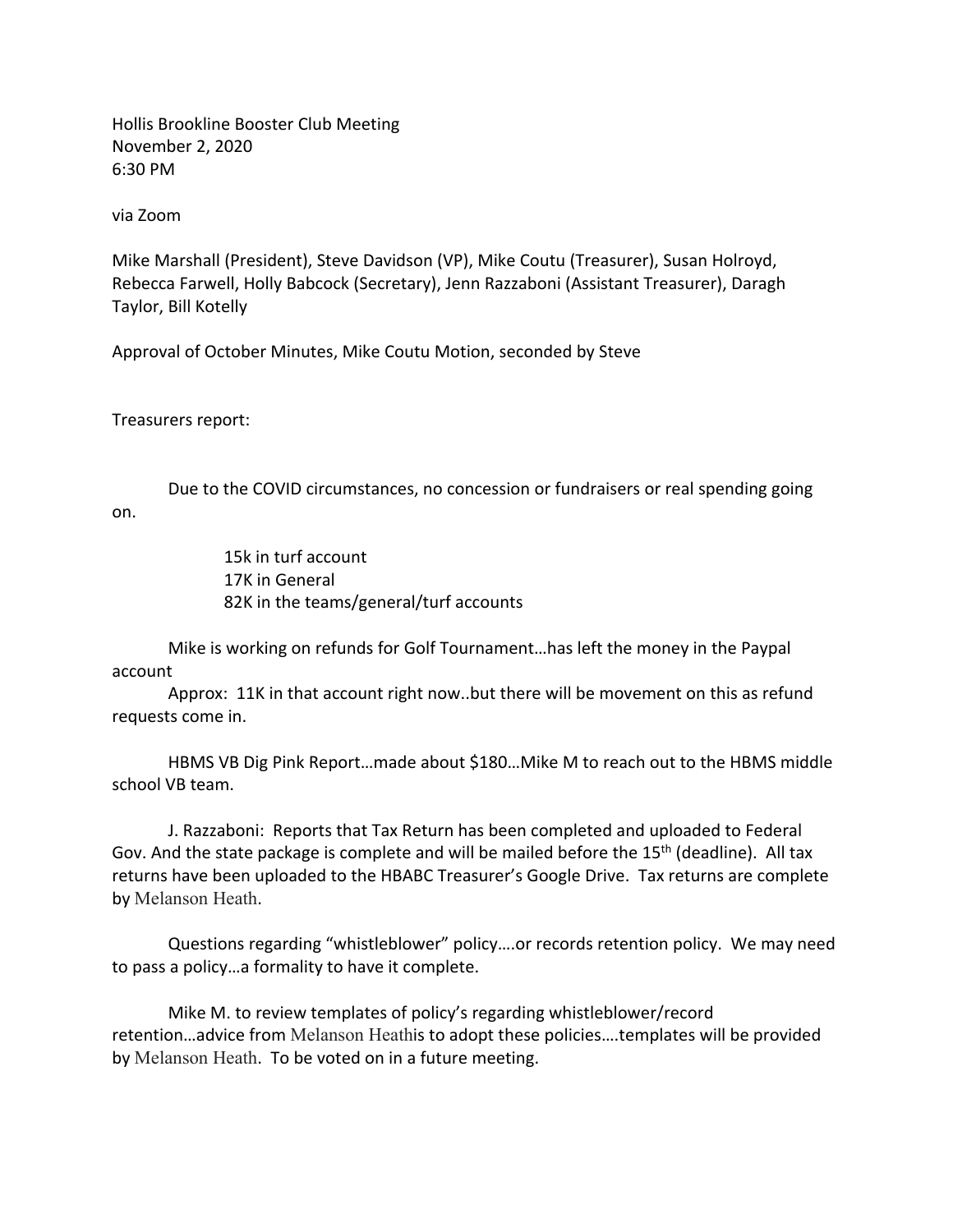Hollis Brookline Booster Club Meeting
November 2, 2020
6:30 PM

via Zoom

Mike Marshall (President), Steve Davidson (VP), Mike Coutu (Treasurer), Susan Holroyd, Rebecca Farwell, Holly Babcock (Secretary), Jenn Razzaboni (Assistant Treasurer), Daragh Taylor, Bill Kotelly

Approval of October Minutes, Mike Coutu Motion, seconded by Steve

Treasurers report:

Due to the COVID circumstances, no concession or fundraisers or real spending going on.

15k in turf account
17K in General
82K in the teams/general/turf accounts

Mike is working on refunds for Golf Tournament…has left the money in the Paypal account

Approx: 11K in that account right now..but there will be movement on this as refund requests come in.

HBMS VB Dig Pink Report…made about $180…Mike M to reach out to the HBMS middle school VB team.

J. Razzaboni: Reports that Tax Return has been completed and uploaded to Federal Gov. And the state package is complete and will be mailed before the 15th (deadline). All tax returns have been uploaded to the HBABC Treasurer's Google Drive. Tax returns are complete by Melanson Heath.

Questions regarding "whistleblower" policy….or records retention policy. We may need to pass a policy…a formality to have it complete.

Mike M. to review templates of policy's regarding whistleblower/record retention…advice from Melanson Heathis to adopt these policies….templates will be provided by Melanson Heath. To be voted on in a future meeting.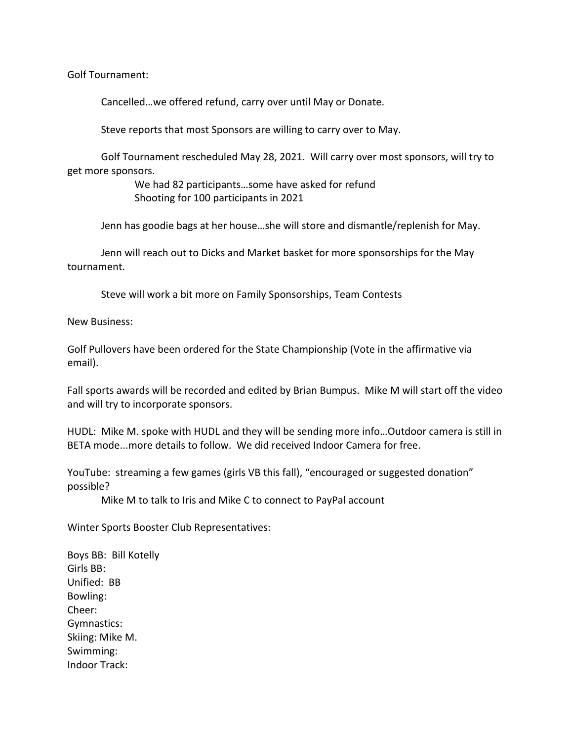Golf Tournament:

Cancelled…we offered refund, carry over until May or Donate.

Steve reports that most Sponsors are willing to carry over to May.

Golf Tournament rescheduled May 28, 2021. Will carry over most sponsors, will try to get more sponsors.

- We had 82 participants…some have asked for refund
- Shooting for 100 participants in 2021

Jenn has goodie bags at her house…she will store and dismantle/replenish for May.

Jenn will reach out to Dicks and Market basket for more sponsorships for the May tournament.

Steve will work a bit more on Family Sponsorships, Team Contests

New Business:

Golf Pullovers have been ordered for the State Championship (Vote in the affirmative via email).

Fall sports awards will be recorded and edited by Brian Bumpus. Mike M will start off the video and will try to incorporate sponsors.

HUDL: Mike M. spoke with HUDL and they will be sending more info…Outdoor camera is still in BETA mode...more details to follow. We did received Indoor Camera for free.

YouTube: streaming a few games (girls VB this fall), "encouraged or suggested donation" possible?

Mike M to talk to Iris and Mike C to connect to PayPal account

Winter Sports Booster Club Representatives:

Boys BB: Bill Kotelly
Girls BB:
Unified: BB
Bowling:
Cheer:
Gymnastics:
Skiing: Mike M.
Swimming:
Indoor Track: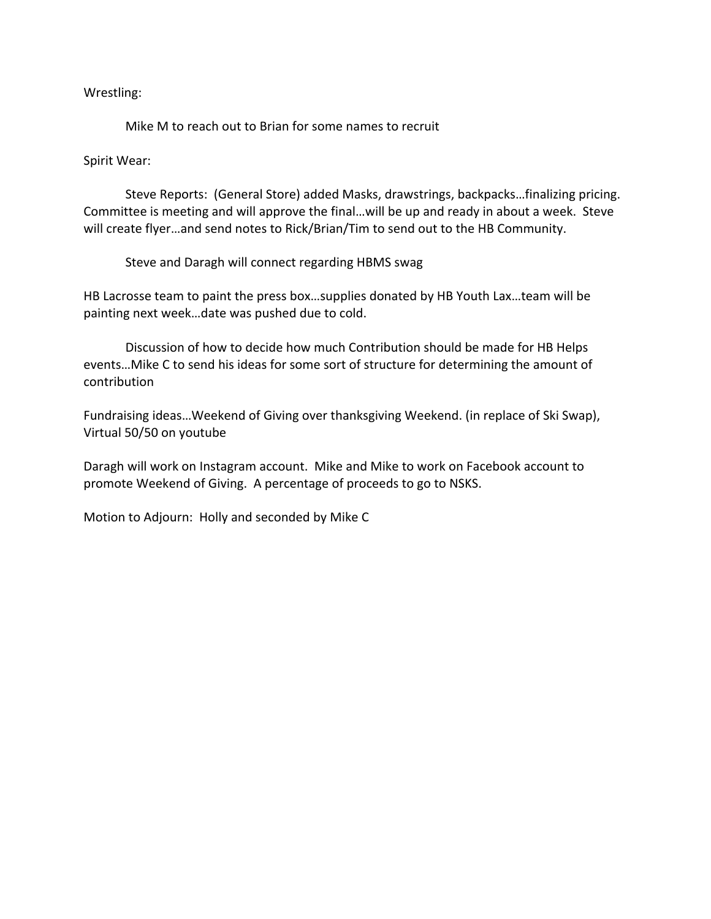Wrestling:

Mike M to reach out to Brian for some names to recruit

Spirit Wear:

Steve Reports: (General Store) added Masks, drawstrings, backpacks…finalizing pricing. Committee is meeting and will approve the final…will be up and ready in about a week. Steve will create flyer…and send notes to Rick/Brian/Tim to send out to the HB Community.

Steve and Daragh will connect regarding HBMS swag

HB Lacrosse team to paint the press box…supplies donated by HB Youth Lax…team will be painting next week…date was pushed due to cold.

Discussion of how to decide how much Contribution should be made for HB Helps events…Mike C to send his ideas for some sort of structure for determining the amount of contribution

Fundraising ideas…Weekend of Giving over thanksgiving Weekend. (in replace of Ski Swap), Virtual 50/50 on youtube

Daragh will work on Instagram account. Mike and Mike to work on Facebook account to promote Weekend of Giving. A percentage of proceeds to go to NSKS.

Motion to Adjourn: Holly and seconded by Mike C